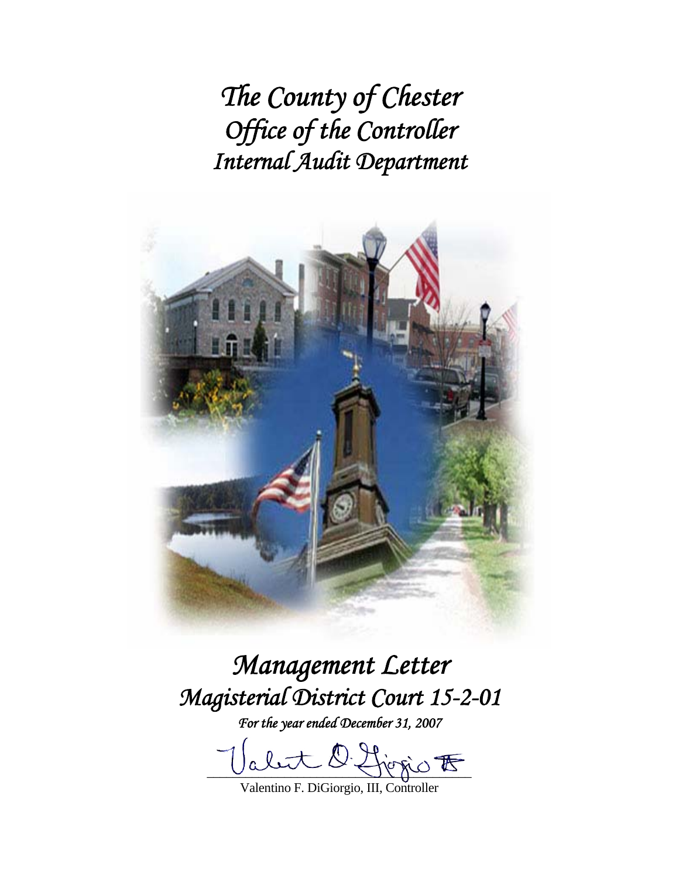# *The County of Chester*
# *Office of the Controller*
# *Internal Audit Department*

# *Management Letter*
# *Magisterial District Court 15-2-01*

***For the year ended December 31, 2007***

Valentino F. DiGiorgio, III, Controller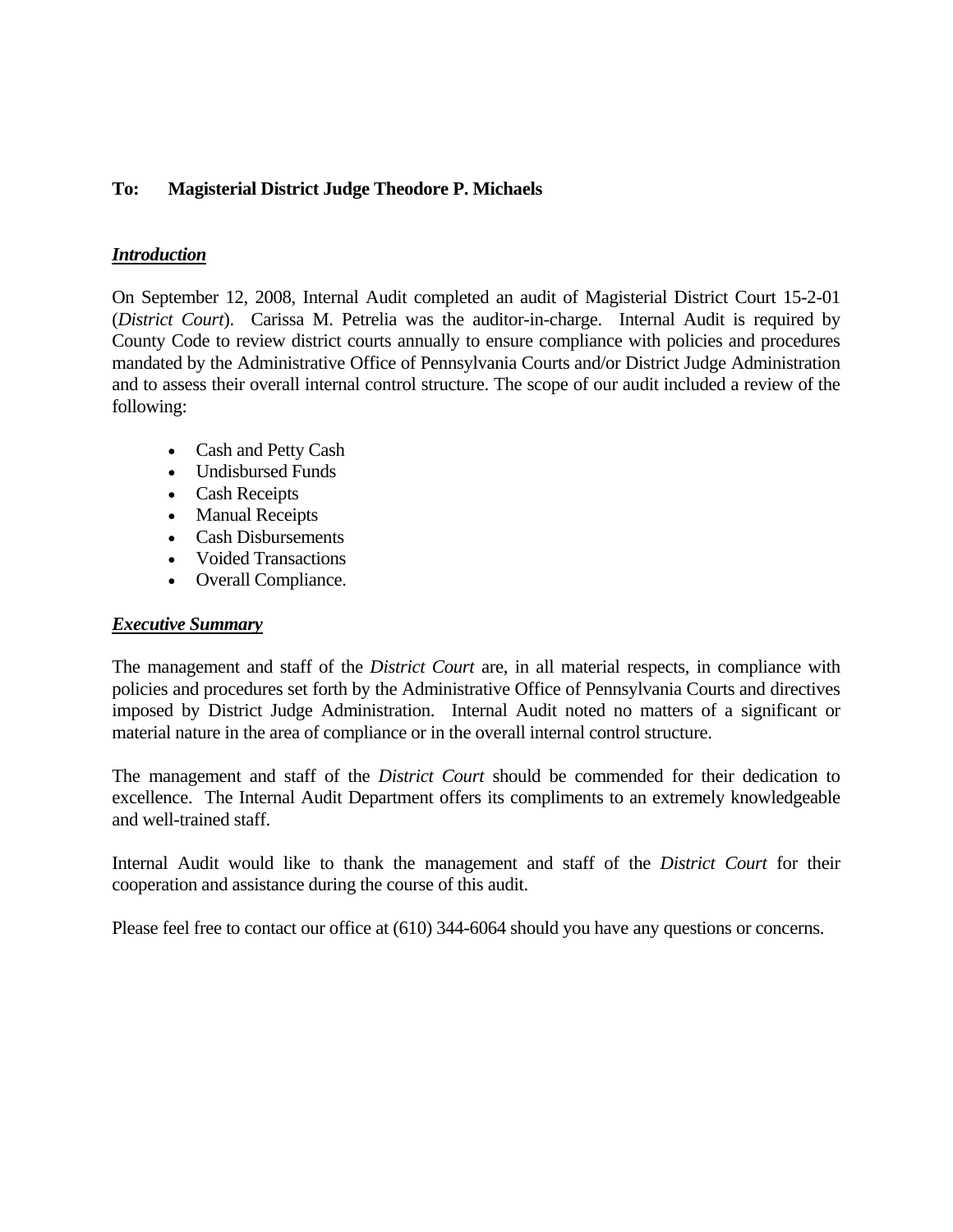**To: Magisterial District Judge Theodore P. Michaels**

***Introduction***

On September 12, 2008, Internal Audit completed an audit of Magisterial District Court 15-2-01 (*District Court*). Carissa M. Petrelia was the auditor-in-charge. Internal Audit is required by County Code to review district courts annually to ensure compliance with policies and procedures mandated by the Administrative Office of Pennsylvania Courts and/or District Judge Administration and to assess their overall internal control structure. The scope of our audit included a review of the following:

- Cash and Petty Cash
- Undisbursed Funds
- Cash Receipts
- Manual Receipts
- Cash Disbursements
- Voided Transactions
- Overall Compliance.

***Executive Summary***

The management and staff of the *District Court* are, in all material respects, in compliance with policies and procedures set forth by the Administrative Office of Pennsylvania Courts and directives imposed by District Judge Administration. Internal Audit noted no matters of a significant or material nature in the area of compliance or in the overall internal control structure.

The management and staff of the *District Court* should be commended for their dedication to excellence. The Internal Audit Department offers its compliments to an extremely knowledgeable and well-trained staff.

Internal Audit would like to thank the management and staff of the *District Court* for their cooperation and assistance during the course of this audit.

Please feel free to contact our office at (610) 344-6064 should you have any questions or concerns.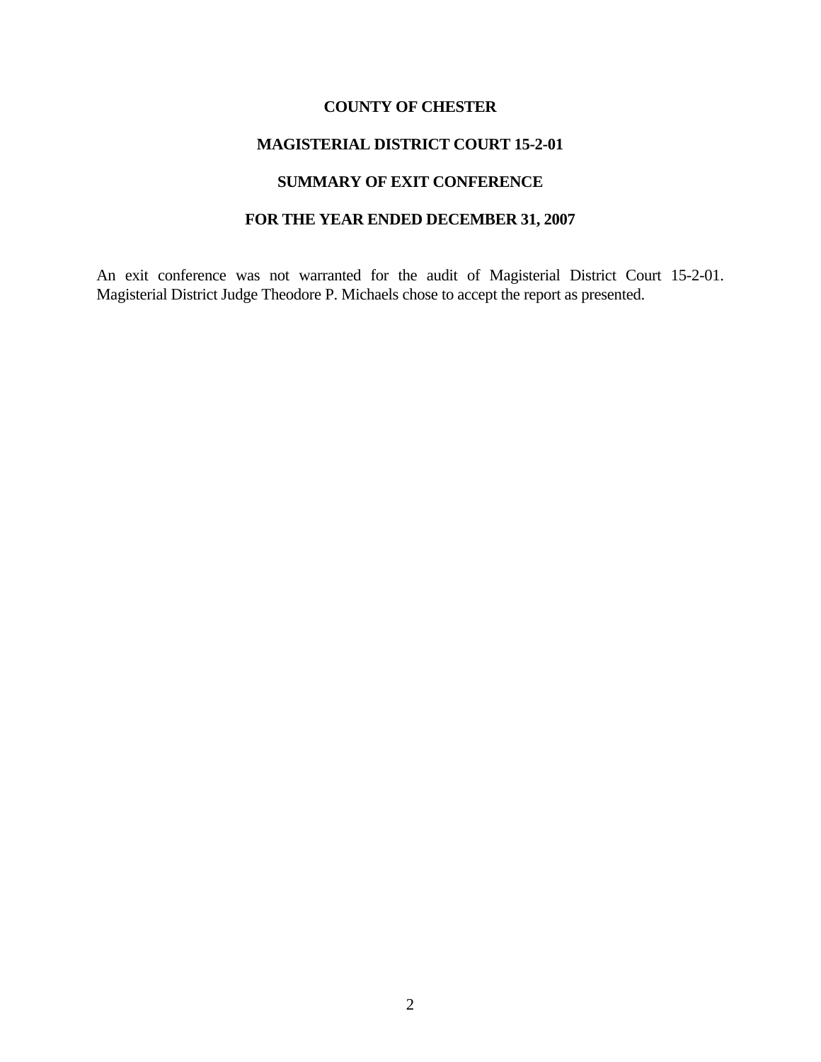**COUNTY OF CHESTER**

**MAGISTERIAL DISTRICT COURT 15-2-01**

**SUMMARY OF EXIT CONFERENCE**

**FOR THE YEAR ENDED DECEMBER 31, 2007**

An exit conference was not warranted for the audit of Magisterial District Court 15-2-01. Magisterial District Judge Theodore P. Michaels chose to accept the report as presented.